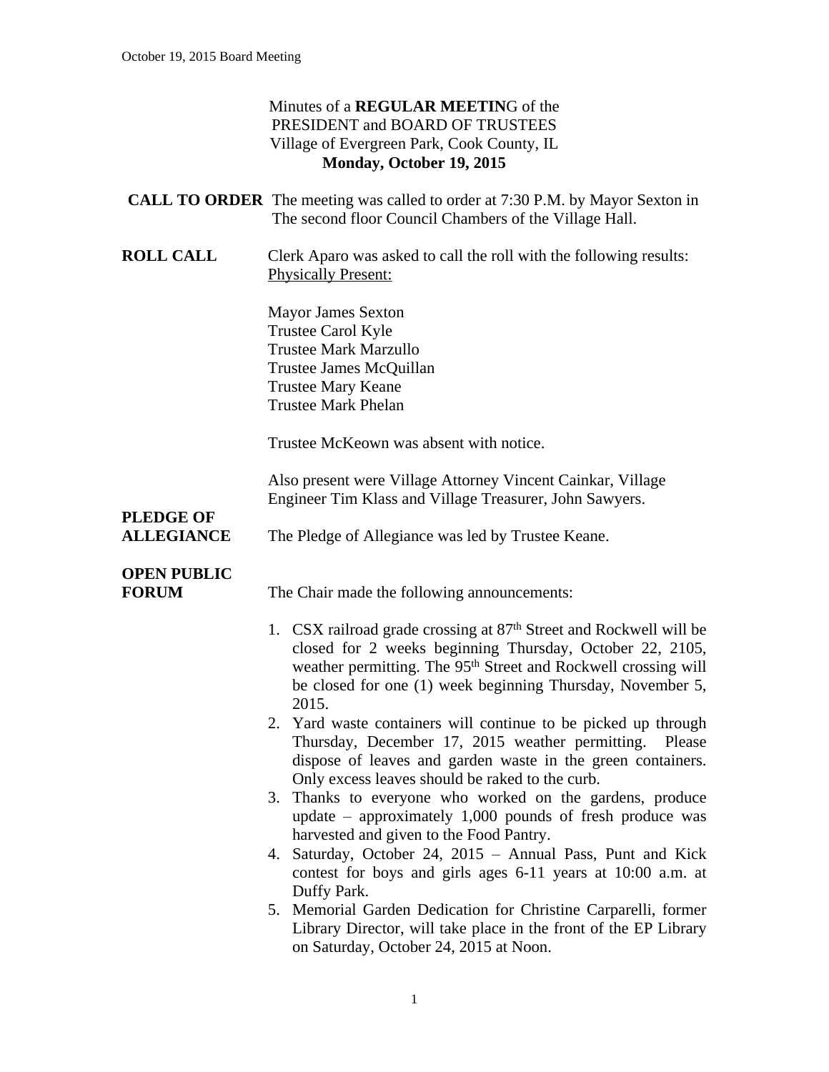Minutes of a **REGULAR MEETING** of the
PRESIDENT and BOARD OF TRUSTEES
Village of Evergreen Park, Cook County, IL
**Monday, October 19, 2015**

**CALL TO ORDER** The meeting was called to order at 7:30 P.M. by Mayor Sexton in The second floor Council Chambers of the Village Hall.

**ROLL CALL** Clerk Aparo was asked to call the roll with the following results:
Physically Present:

Mayor James Sexton
Trustee Carol Kyle
Trustee Mark Marzullo
Trustee James McQuillan
Trustee Mary Keane
Trustee Mark Phelan

Trustee McKeown was absent with notice.

Also present were Village Attorney Vincent Cainkar, Village Engineer Tim Klass and Village Treasurer, John Sawyers.

**PLEDGE OF ALLEGIANCE** The Pledge of Allegiance was led by Trustee Keane.

**OPEN PUBLIC FORUM** The Chair made the following announcements:

1. CSX railroad grade crossing at 87th Street and Rockwell will be closed for 2 weeks beginning Thursday, October 22, 2105, weather permitting. The 95th Street and Rockwell crossing will be closed for one (1) week beginning Thursday, November 5, 2015.
2. Yard waste containers will continue to be picked up through Thursday, December 17, 2015 weather permitting. Please dispose of leaves and garden waste in the green containers. Only excess leaves should be raked to the curb.
3. Thanks to everyone who worked on the gardens, produce update – approximately 1,000 pounds of fresh produce was harvested and given to the Food Pantry.
4. Saturday, October 24, 2015 – Annual Pass, Punt and Kick contest for boys and girls ages 6-11 years at 10:00 a.m. at Duffy Park.
5. Memorial Garden Dedication for Christine Carparelli, former Library Director, will take place in the front of the EP Library on Saturday, October 24, 2015 at Noon.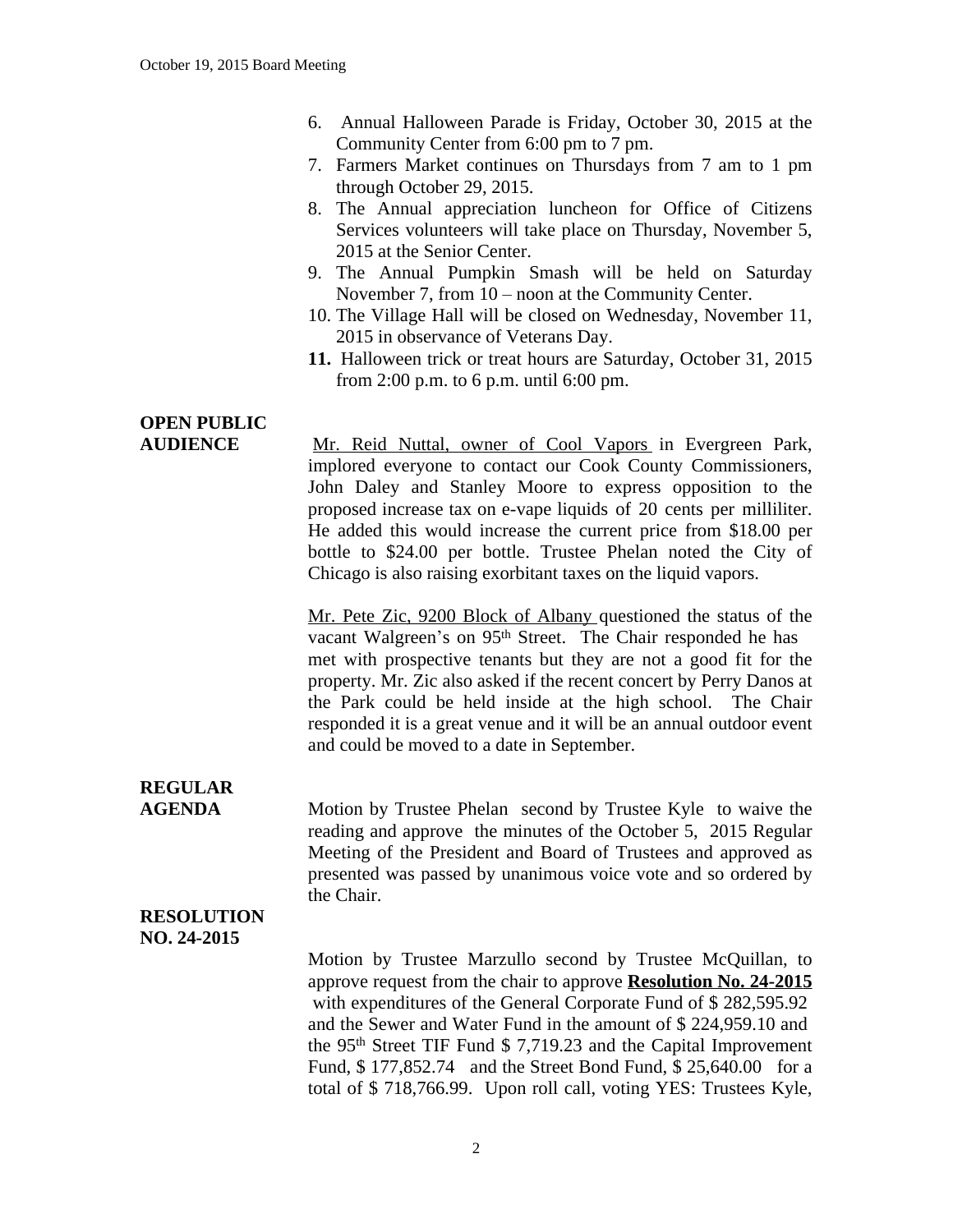6. Annual Halloween Parade is Friday, October 30, 2015 at the Community Center from 6:00 pm to 7 pm.
7. Farmers Market continues on Thursdays from 7 am to 1 pm through October 29, 2015.
8. The Annual appreciation luncheon for Office of Citizens Services volunteers will take place on Thursday, November 5, 2015 at the Senior Center.
9. The Annual Pumpkin Smash will be held on Saturday November 7, from 10 – noon at the Community Center.
10. The Village Hall will be closed on Wednesday, November 11, 2015 in observance of Veterans Day.
11. **11.** Halloween trick or treat hours are Saturday, October 31, 2015 from 2:00 p.m. to 6 p.m. until 6:00 pm.

**OPEN PUBLIC AUDIENCE**

Mr. Reid Nuttal, owner of Cool Vapors in Evergreen Park, implored everyone to contact our Cook County Commissioners, John Daley and Stanley Moore to express opposition to the proposed increase tax on e-vape liquids of 20 cents per milliliter. He added this would increase the current price from $18.00 per bottle to $24.00 per bottle. Trustee Phelan noted the City of Chicago is also raising exorbitant taxes on the liquid vapors.

Mr. Pete Zic, 9200 Block of Albany questioned the status of the vacant Walgreen's on 95th Street. The Chair responded he has met with prospective tenants but they are not a good fit for the property. Mr. Zic also asked if the recent concert by Perry Danos at the Park could be held inside at the high school. The Chair responded it is a great venue and it will be an annual outdoor event and could be moved to a date in September.

**REGULAR AGENDA**

Motion by Trustee Phelan second by Trustee Kyle to waive the reading and approve the minutes of the October 5, 2015 Regular Meeting of the President and Board of Trustees and approved as presented was passed by unanimous voice vote and so ordered by the Chair.

**RESOLUTION NO. 24-2015**

Motion by Trustee Marzullo second by Trustee McQuillan, to approve request from the chair to approve **Resolution No. 24-2015** with expenditures of the General Corporate Fund of $ 282,595.92 and the Sewer and Water Fund in the amount of $ 224,959.10 and the 95th Street TIF Fund $ 7,719.23 and the Capital Improvement Fund, $ 177,852.74 and the Street Bond Fund, $ 25,640.00 for a total of $ 718,766.99. Upon roll call, voting YES: Trustees Kyle,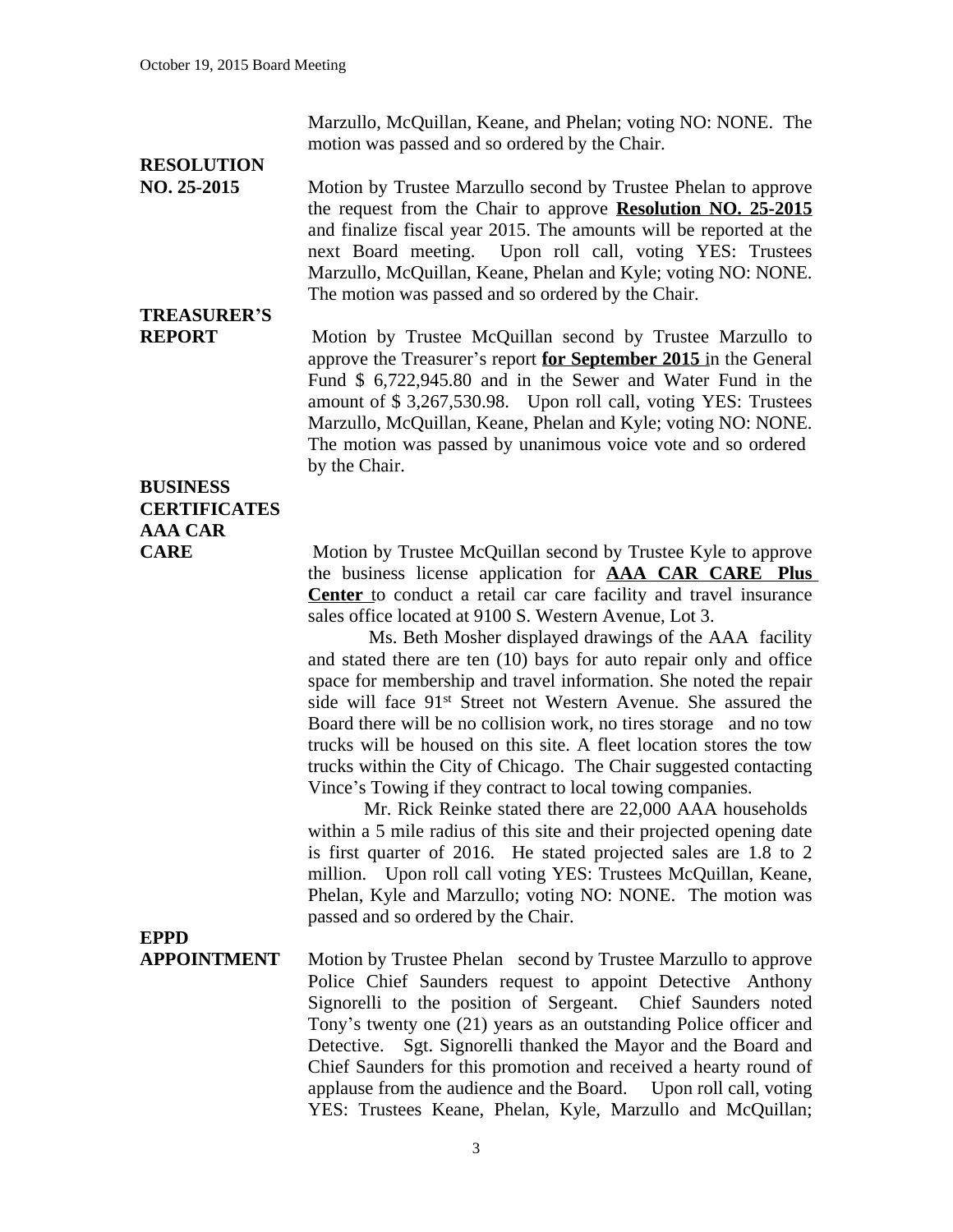Marzullo, McQuillan, Keane, and Phelan; voting NO: NONE. The motion was passed and so ordered by the Chair.

**RESOLUTION NO. 25-2015**

Motion by Trustee Marzullo second by Trustee Phelan to approve the request from the Chair to approve **Resolution NO. 25-2015** and finalize fiscal year 2015. The amounts will be reported at the next Board meeting. Upon roll call, voting YES: Trustees Marzullo, McQuillan, Keane, Phelan and Kyle; voting NO: NONE. The motion was passed and so ordered by the Chair.

**TREASURER'S REPORT**

Motion by Trustee McQuillan second by Trustee Marzullo to approve the Treasurer's report **for September 2015** in the General Fund $ 6,722,945.80 and in the Sewer and Water Fund in the amount of $ 3,267,530.98. Upon roll call, voting YES: Trustees Marzullo, McQuillan, Keane, Phelan and Kyle; voting NO: NONE. The motion was passed by unanimous voice vote and so ordered by the Chair.

**BUSINESS CERTIFICATES AAA CAR CARE**

Motion by Trustee McQuillan second by Trustee Kyle to approve the business license application for **AAA CAR CARE Plus Center** to conduct a retail car care facility and travel insurance sales office located at 9100 S. Western Avenue, Lot 3.

Ms. Beth Mosher displayed drawings of the AAA facility and stated there are ten (10) bays for auto repair only and office space for membership and travel information. She noted the repair side will face 91st Street not Western Avenue. She assured the Board there will be no collision work, no tires storage and no tow trucks will be housed on this site. A fleet location stores the tow trucks within the City of Chicago. The Chair suggested contacting Vince's Towing if they contract to local towing companies.

Mr. Rick Reinke stated there are 22,000 AAA households within a 5 mile radius of this site and their projected opening date is first quarter of 2016. He stated projected sales are 1.8 to 2 million. Upon roll call voting YES: Trustees McQuillan, Keane, Phelan, Kyle and Marzullo; voting NO: NONE. The motion was passed and so ordered by the Chair.

**EPPD APPOINTMENT**

Motion by Trustee Phelan second by Trustee Marzullo to approve Police Chief Saunders request to appoint Detective Anthony Signorelli to the position of Sergeant. Chief Saunders noted Tony's twenty one (21) years as an outstanding Police officer and Detective. Sgt. Signorelli thanked the Mayor and the Board and Chief Saunders for this promotion and received a hearty round of applause from the audience and the Board. Upon roll call, voting YES: Trustees Keane, Phelan, Kyle, Marzullo and McQuillan;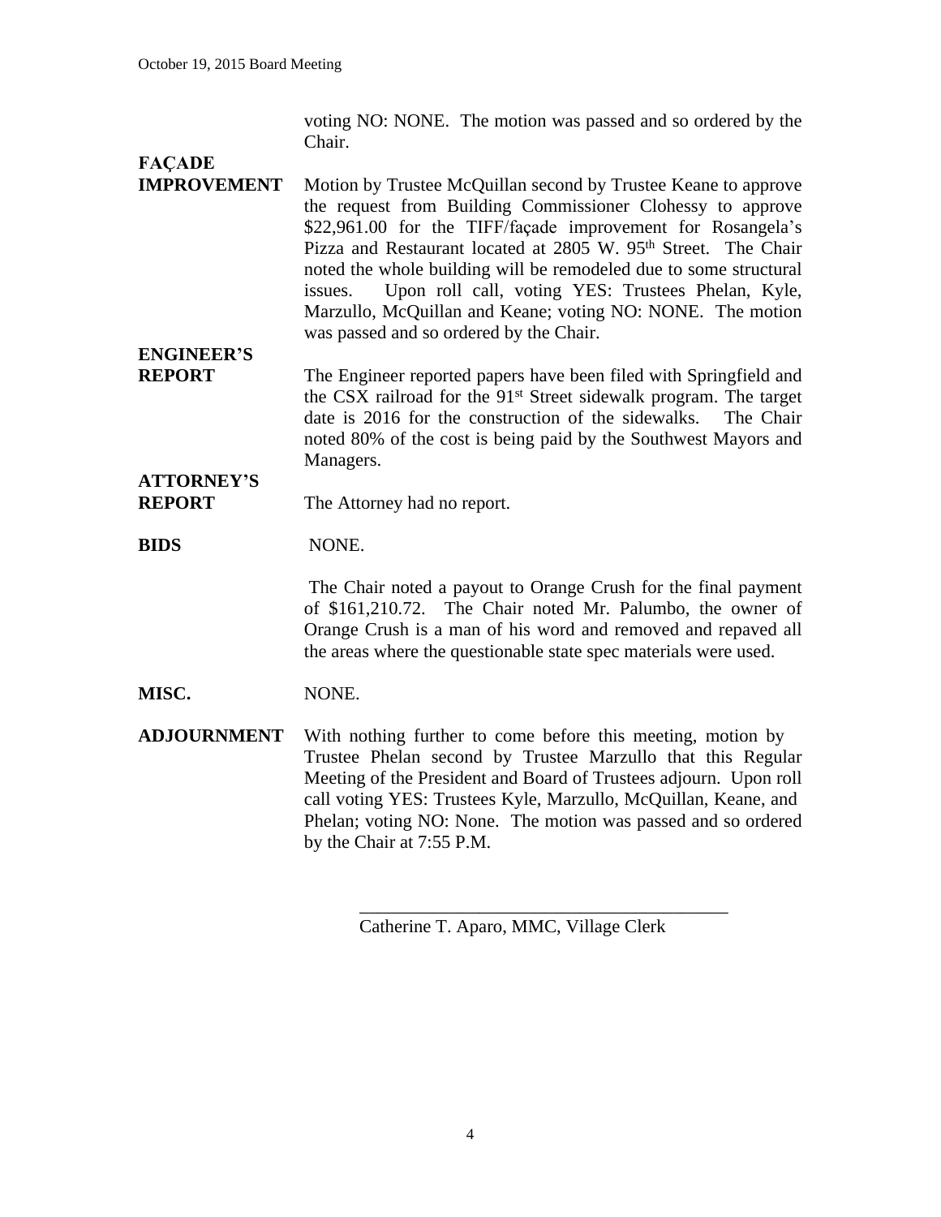voting NO: NONE. The motion was passed and so ordered by the Chair.

**FAÇADE IMPROVEMENT**

Motion by Trustee McQuillan second by Trustee Keane to approve the request from Building Commissioner Clohessy to approve $22,961.00 for the TIFF/façade improvement for Rosangela's Pizza and Restaurant located at 2805 W. 95th Street. The Chair noted the whole building will be remodeled due to some structural issues. Upon roll call, voting YES: Trustees Phelan, Kyle, Marzullo, McQuillan and Keane; voting NO: NONE. The motion was passed and so ordered by the Chair.

**ENGINEER'S REPORT**

The Engineer reported papers have been filed with Springfield and the CSX railroad for the 91st Street sidewalk program. The target date is 2016 for the construction of the sidewalks. The Chair noted 80% of the cost is being paid by the Southwest Mayors and Managers.

**ATTORNEY'S REPORT**

The Attorney had no report.

**BIDS**

NONE.

The Chair noted a payout to Orange Crush for the final payment of $161,210.72. The Chair noted Mr. Palumbo, the owner of Orange Crush is a man of his word and removed and repaved all the areas where the questionable state spec materials were used.

**MISC.**

NONE.

**ADJOURNMENT**

With nothing further to come before this meeting, motion by Trustee Phelan second by Trustee Marzullo that this Regular Meeting of the President and Board of Trustees adjourn. Upon roll call voting YES: Trustees Kyle, Marzullo, McQuillan, Keane, and Phelan; voting NO: None. The motion was passed and so ordered by the Chair at 7:55 P.M.

\_\_\_\_\_\_\_\_\_\_\_\_\_\_\_\_\_\_\_\_\_\_\_\_\_\_\_\_\_\_\_\_\_\_\_\_\_\_\_\_

Catherine T. Aparo, MMC, Village Clerk